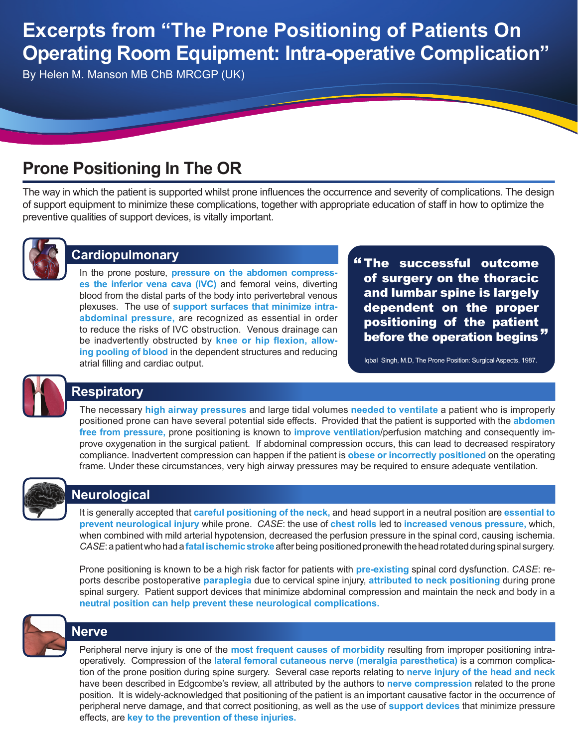# Excerpts from "The Prone Positioning of Patients On Operating Room Equipment: Intra-operative Complication"

By Helen M. Manson MB ChB MRCGP (UK)

## Prone Positioning In The OR

The way in which the patient is supported whilst prone influences the occurrence and severity of complications. The design of support equipment to minimize these complications, together with appropriate education of staff in how to optimize the preventive qualities of support devices, is vitally important.

### Cardiopulmonary

In the prone posture, **pressure on the abdomen compresses the inferior vena cava (IVC)** and femoral veins, diverting blood from the distal parts of the body into perivertebral venous plexuses. The use of **support surfaces that minimize intra-abdominal pressure,** are recognized as essential in order to reduce the risks of IVC obstruction. Venous drainage can be inadvertently obstructed by **knee or hip flexion, allowing pooling of blood** in the dependent structures and reducing atrial filling and cardiac output.

> **"The successful outcome of surgery on the thoracic and lumbar spine is largely dependent on the proper positioning of the patient before the operation begins"**
>
> Iqbal Singh, M.D, The Prone Position: Surgical Aspects, 1987.

### Respiratory

The necessary **high airway pressures** and large tidal volumes **needed to ventilate** a patient who is improperly positioned prone can have several potential side effects. Provided that the patient is supported with the **abdomen free from pressure,** prone positioning is known to **improve ventilation**/perfusion matching and consequently improve oxygenation in the surgical patient. If abdominal compression occurs, this can lead to decreased respiratory compliance. Inadvertent compression can happen if the patient is **obese or incorrectly positioned** on the operating frame. Under these circumstances, very high airway pressures may be required to ensure adequate ventilation.

### Neurological

It is generally accepted that **careful positioning of the neck,** and head support in a neutral position are **essential to prevent neurological injury** while prone. *CASE*: the use of **chest rolls** led to **increased venous pressure,** which, when combined with mild arterial hypotension, decreased the perfusion pressure in the spinal cord, causing ischemia. *CASE*: a patient who had a **fatal ischemic stroke** after being positioned prone with the head rotated during spinal surgery.

Prone positioning is known to be a high risk factor for patients with **pre-existing** spinal cord dysfunction. *CASE*: reports describe postoperative **paraplegia** due to cervical spine injury, **attributed to neck positioning** during prone spinal surgery. Patient support devices that minimize abdominal compression and maintain the neck and body in a **neutral position can help prevent these neurological complications.**

### Nerve

Peripheral nerve injury is one of the **most frequent causes of morbidity** resulting from improper positioning intra-operatively. Compression of the **lateral femoral cutaneous nerve (meralgia paresthetica)** is a common complication of the prone position during spine surgery. Several case reports relating to **nerve injury of the head and neck** have been described in Edgcombe's review, all attributed by the authors to **nerve compression** related to the prone position. It is widely-acknowledged that positioning of the patient is an important causative factor in the occurrence of peripheral nerve damage, and that correct positioning, as well as the use of **support devices** that minimize pressure effects, are **key to the prevention of these injuries.**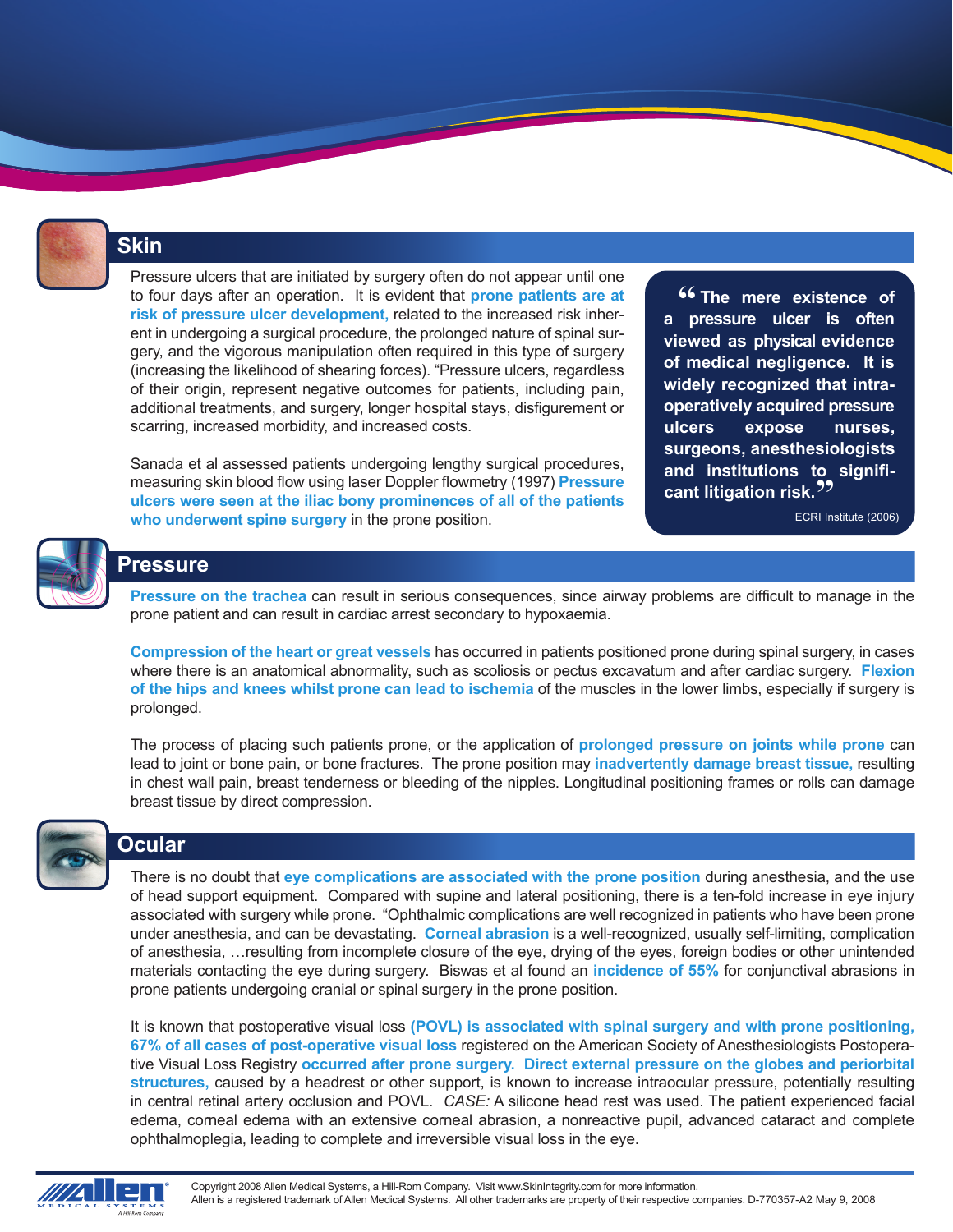## Skin

Pressure ulcers that are initiated by surgery often do not appear until one to four days after an operation. It is evident that **prone patients are at risk of pressure ulcer development,** related to the increased risk inherent in undergoing a surgical procedure, the prolonged nature of spinal surgery, and the vigorous manipulation often required in this type of surgery (increasing the likelihood of shearing forces). "Pressure ulcers, regardless of their origin, represent negative outcomes for patients, including pain, additional treatments, and surgery, longer hospital stays, disfigurement or scarring, increased morbidity, and increased costs.

Sanada et al assessed patients undergoing lengthy surgical procedures, measuring skin blood flow using laser Doppler flowmetry (1997) **Pressure ulcers were seen at the iliac bony prominences of all of the patients who underwent spine surgery** in the prone position.

> **"The mere existence of a pressure ulcer is often viewed as physical evidence of medical negligence. It is widely recognized that intra-operatively acquired pressure ulcers expose nurses, surgeons, anesthesiologists and institutions to significant litigation risk."**
>
> ECRI Institute (2006)

## Pressure

**Pressure on the trachea** can result in serious consequences, since airway problems are difficult to manage in the prone patient and can result in cardiac arrest secondary to hypoxaemia.

**Compression of the heart or great vessels** has occurred in patients positioned prone during spinal surgery, in cases where there is an anatomical abnormality, such as scoliosis or pectus excavatum and after cardiac surgery. **Flexion of the hips and knees whilst prone can lead to ischemia** of the muscles in the lower limbs, especially if surgery is prolonged.

The process of placing such patients prone, or the application of **prolonged pressure on joints while prone** can lead to joint or bone pain, or bone fractures. The prone position may **inadvertently damage breast tissue,** resulting in chest wall pain, breast tenderness or bleeding of the nipples. Longitudinal positioning frames or rolls can damage breast tissue by direct compression.

## Ocular

There is no doubt that **eye complications are associated with the prone position** during anesthesia, and the use of head support equipment. Compared with supine and lateral positioning, there is a ten-fold increase in eye injury associated with surgery while prone. "Ophthalmic complications are well recognized in patients who have been prone under anesthesia, and can be devastating. **Corneal abrasion** is a well-recognized, usually self-limiting, complication of anesthesia, …resulting from incomplete closure of the eye, drying of the eyes, foreign bodies or other unintended materials contacting the eye during surgery. Biswas et al found an **incidence of 55%** for conjunctival abrasions in prone patients undergoing cranial or spinal surgery in the prone position.

It is known that postoperative visual loss **(POVL) is associated with spinal surgery and with prone positioning, 67% of all cases of post-operative visual loss** registered on the American Society of Anesthesiologists Postoperative Visual Loss Registry **occurred after prone surgery. Direct external pressure on the globes and periorbital structures,** caused by a headrest or other support, is known to increase intraocular pressure, potentially resulting in central retinal artery occlusion and POVL. *CASE:* A silicone head rest was used. The patient experienced facial edema, corneal edema with an extensive corneal abrasion, a nonreactive pupil, advanced cataract and complete ophthalmoplegia, leading to complete and irreversible visual loss in the eye.

Copyright 2008 Allen Medical Systems, a Hill-Rom Company. Visit www.SkinIntegrity.com for more information.
Allen is a registered trademark of Allen Medical Systems. All other trademarks are property of their respective companies. D-770357-A2 May 9, 2008